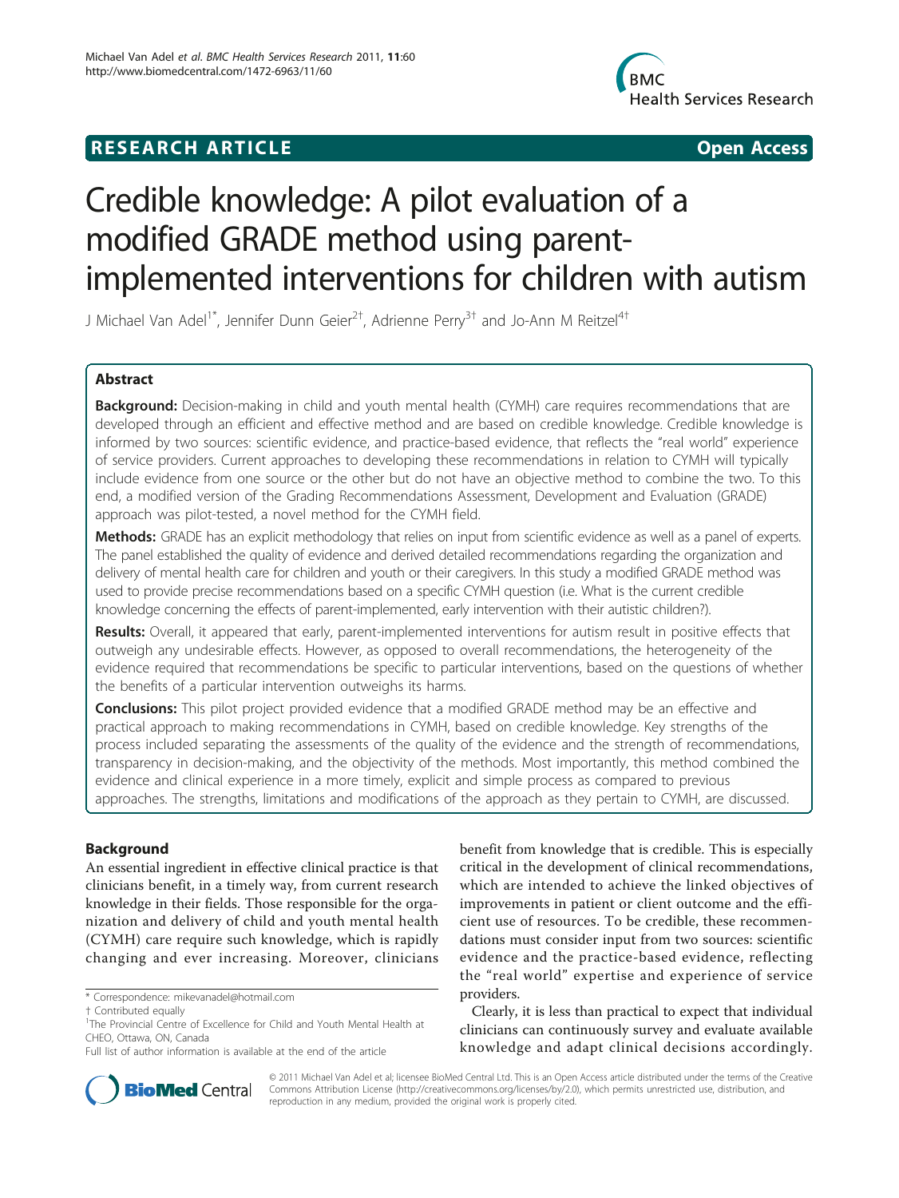**RESEARCH ARTICLE** **Open Access**

# Credible knowledge: A pilot evaluation of a modified GRADE method using parent-implemented interventions for children with autism

J Michael Van Adel[1*], Jennifer Dunn Geier[2†], Adrienne Perry[3†] and Jo-Ann M Reitzel[4†]

## Abstract

**Background:** Decision-making in child and youth mental health (CYMH) care requires recommendations that are developed through an efficient and effective method and are based on credible knowledge. Credible knowledge is informed by two sources: scientific evidence, and practice-based evidence, that reflects the "real world" experience of service providers. Current approaches to developing these recommendations in relation to CYMH will typically include evidence from one source or the other but do not have an objective method to combine the two. To this end, a modified version of the Grading Recommendations Assessment, Development and Evaluation (GRADE) approach was pilot-tested, a novel method for the CYMH field.

**Methods:** GRADE has an explicit methodology that relies on input from scientific evidence as well as a panel of experts. The panel established the quality of evidence and derived detailed recommendations regarding the organization and delivery of mental health care for children and youth or their caregivers. In this study a modified GRADE method was used to provide precise recommendations based on a specific CYMH question (i.e. What is the current credible knowledge concerning the effects of parent-implemented, early intervention with their autistic children?).

**Results:** Overall, it appeared that early, parent-implemented interventions for autism result in positive effects that outweigh any undesirable effects. However, as opposed to overall recommendations, the heterogeneity of the evidence required that recommendations be specific to particular interventions, based on the questions of whether the benefits of a particular intervention outweighs its harms.

**Conclusions:** This pilot project provided evidence that a modified GRADE method may be an effective and practical approach to making recommendations in CYMH, based on credible knowledge. Key strengths of the process included separating the assessments of the quality of the evidence and the strength of recommendations, transparency in decision-making, and the objectivity of the methods. Most importantly, this method combined the evidence and clinical experience in a more timely, explicit and simple process as compared to previous approaches. The strengths, limitations and modifications of the approach as they pertain to CYMH, are discussed.

## Background

An essential ingredient in effective clinical practice is that clinicians benefit, in a timely way, from current research knowledge in their fields. Those responsible for the organization and delivery of child and youth mental health (CYMH) care require such knowledge, which is rapidly changing and ever increasing. Moreover, clinicians benefit from knowledge that is credible. This is especially critical in the development of clinical recommendations, which are intended to achieve the linked objectives of improvements in patient or client outcome and the efficient use of resources. To be credible, these recommendations must consider input from two sources: scientific evidence and the practice-based evidence, reflecting the "real world" expertise and experience of service providers.

Clearly, it is less than practical to expect that individual clinicians can continuously survey and evaluate available knowledge and adapt clinical decisions accordingly.

\* Correspondence: mikevanadel@hotmail.com
† Contributed equally
[1]The Provincial Centre of Excellence for Child and Youth Mental Health at CHEO, Ottawa, ON, Canada
Full list of author information is available at the end of the article

© 2011 Michael Van Adel et al; licensee BioMed Central Ltd. This is an Open Access article distributed under the terms of the Creative Commons Attribution License (http://creativecommons.org/licenses/by/2.0), which permits unrestricted use, distribution, and reproduction in any medium, provided the original work is properly cited.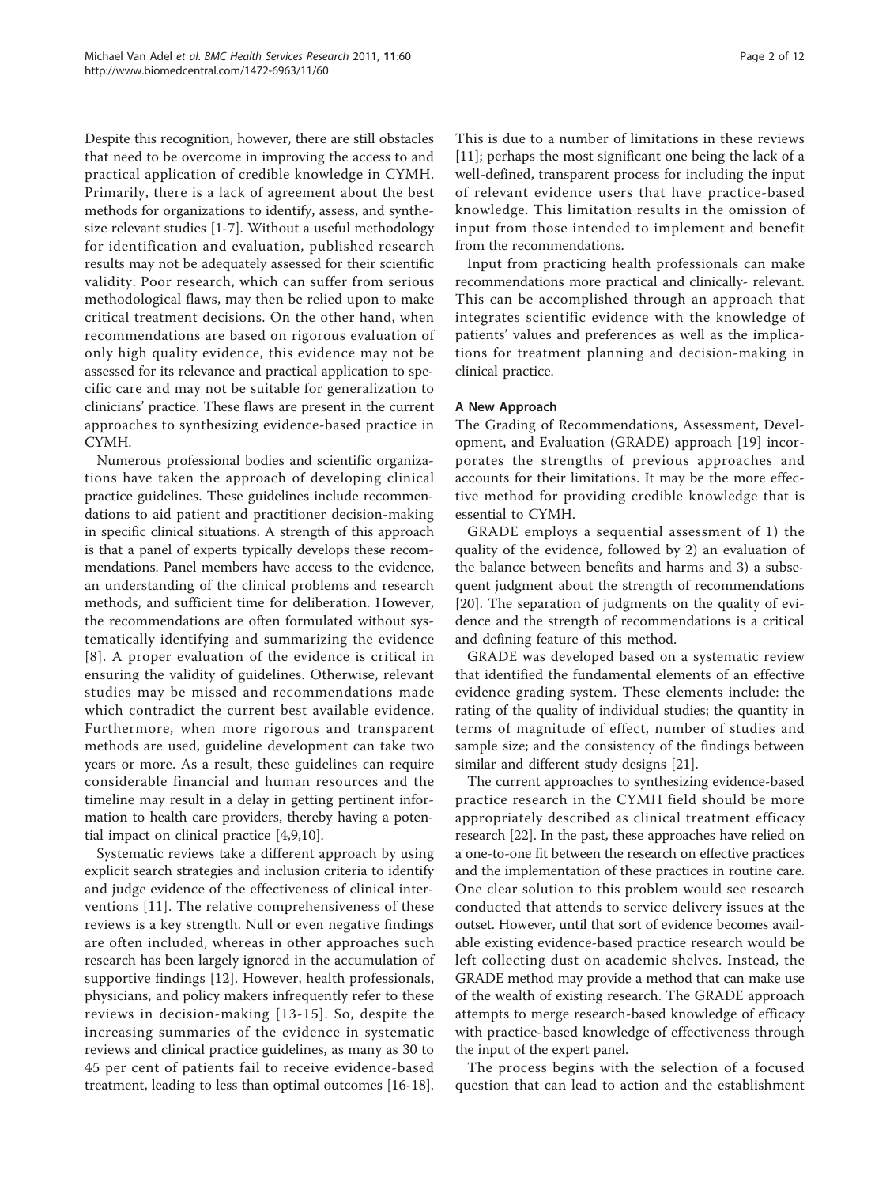Despite this recognition, however, there are still obstacles that need to be overcome in improving the access to and practical application of credible knowledge in CYMH. Primarily, there is a lack of agreement about the best methods for organizations to identify, assess, and synthesize relevant studies [1-7]. Without a useful methodology for identification and evaluation, published research results may not be adequately assessed for their scientific validity. Poor research, which can suffer from serious methodological flaws, may then be relied upon to make critical treatment decisions. On the other hand, when recommendations are based on rigorous evaluation of only high quality evidence, this evidence may not be assessed for its relevance and practical application to specific care and may not be suitable for generalization to clinicians' practice. These flaws are present in the current approaches to synthesizing evidence-based practice in CYMH.

Numerous professional bodies and scientific organizations have taken the approach of developing clinical practice guidelines. These guidelines include recommendations to aid patient and practitioner decision-making in specific clinical situations. A strength of this approach is that a panel of experts typically develops these recommendations. Panel members have access to the evidence, an understanding of the clinical problems and research methods, and sufficient time for deliberation. However, the recommendations are often formulated without systematically identifying and summarizing the evidence [8]. A proper evaluation of the evidence is critical in ensuring the validity of guidelines. Otherwise, relevant studies may be missed and recommendations made which contradict the current best available evidence. Furthermore, when more rigorous and transparent methods are used, guideline development can take two years or more. As a result, these guidelines can require considerable financial and human resources and the timeline may result in a delay in getting pertinent information to health care providers, thereby having a potential impact on clinical practice [4,9,10].

Systematic reviews take a different approach by using explicit search strategies and inclusion criteria to identify and judge evidence of the effectiveness of clinical interventions [11]. The relative comprehensiveness of these reviews is a key strength. Null or even negative findings are often included, whereas in other approaches such research has been largely ignored in the accumulation of supportive findings [12]. However, health professionals, physicians, and policy makers infrequently refer to these reviews in decision-making [13-15]. So, despite the increasing summaries of the evidence in systematic reviews and clinical practice guidelines, as many as 30 to 45 per cent of patients fail to receive evidence-based treatment, leading to less than optimal outcomes [16-18]. This is due to a number of limitations in these reviews [11]; perhaps the most significant one being the lack of a well-defined, transparent process for including the input of relevant evidence users that have practice-based knowledge. This limitation results in the omission of input from those intended to implement and benefit from the recommendations.

Input from practicing health professionals can make recommendations more practical and clinically- relevant. This can be accomplished through an approach that integrates scientific evidence with the knowledge of patients' values and preferences as well as the implications for treatment planning and decision-making in clinical practice.

#### A New Approach

The Grading of Recommendations, Assessment, Development, and Evaluation (GRADE) approach [19] incorporates the strengths of previous approaches and accounts for their limitations. It may be the more effective method for providing credible knowledge that is essential to CYMH.

GRADE employs a sequential assessment of 1) the quality of the evidence, followed by 2) an evaluation of the balance between benefits and harms and 3) a subsequent judgment about the strength of recommendations [20]. The separation of judgments on the quality of evidence and the strength of recommendations is a critical and defining feature of this method.

GRADE was developed based on a systematic review that identified the fundamental elements of an effective evidence grading system. These elements include: the rating of the quality of individual studies; the quantity in terms of magnitude of effect, number of studies and sample size; and the consistency of the findings between similar and different study designs [21].

The current approaches to synthesizing evidence-based practice research in the CYMH field should be more appropriately described as clinical treatment efficacy research [22]. In the past, these approaches have relied on a one-to-one fit between the research on effective practices and the implementation of these practices in routine care. One clear solution to this problem would see research conducted that attends to service delivery issues at the outset. However, until that sort of evidence becomes available existing evidence-based practice research would be left collecting dust on academic shelves. Instead, the GRADE method may provide a method that can make use of the wealth of existing research. The GRADE approach attempts to merge research-based knowledge of efficacy with practice-based knowledge of effectiveness through the input of the expert panel.

The process begins with the selection of a focused question that can lead to action and the establishment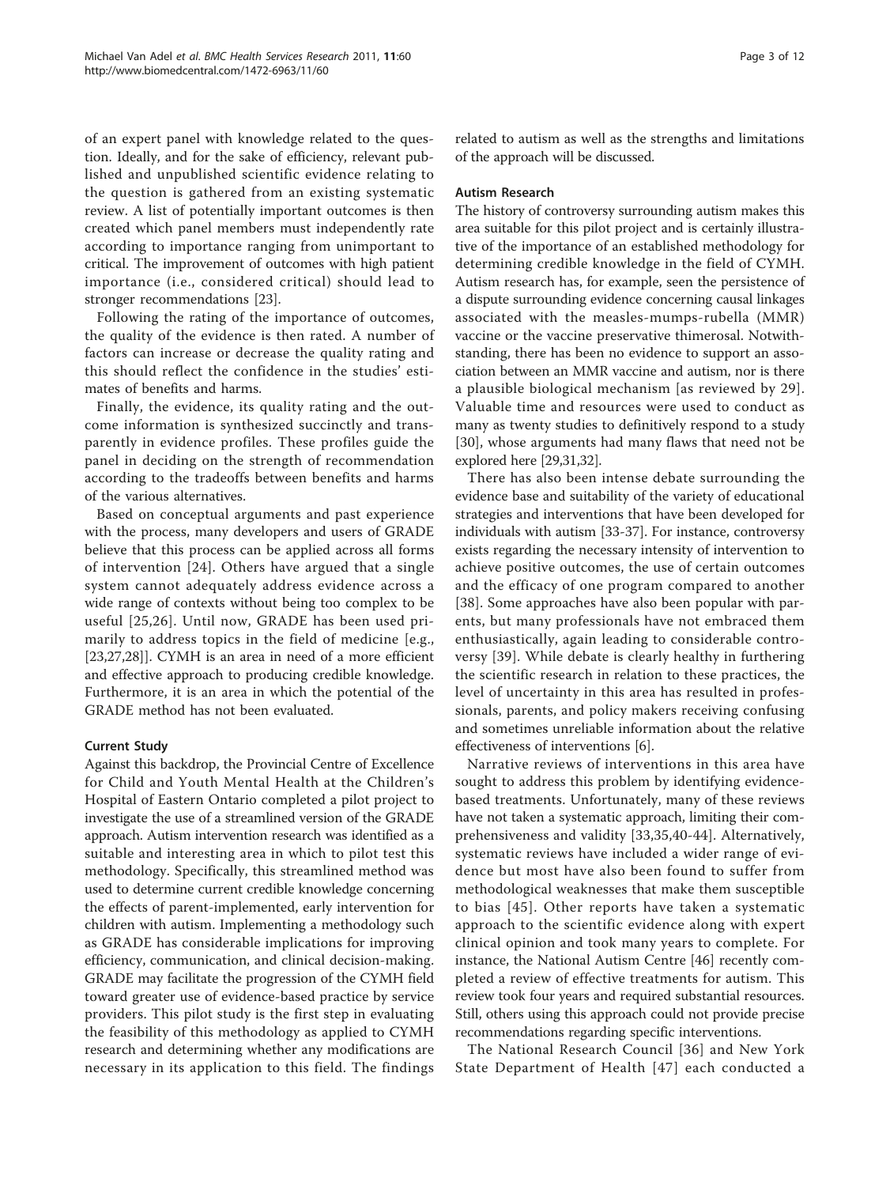of an expert panel with knowledge related to the question. Ideally, and for the sake of efficiency, relevant published and unpublished scientific evidence relating to the question is gathered from an existing systematic review. A list of potentially important outcomes is then created which panel members must independently rate according to importance ranging from unimportant to critical. The improvement of outcomes with high patient importance (i.e., considered critical) should lead to stronger recommendations [23].

Following the rating of the importance of outcomes, the quality of the evidence is then rated. A number of factors can increase or decrease the quality rating and this should reflect the confidence in the studies' estimates of benefits and harms.

Finally, the evidence, its quality rating and the outcome information is synthesized succinctly and transparently in evidence profiles. These profiles guide the panel in deciding on the strength of recommendation according to the tradeoffs between benefits and harms of the various alternatives.

Based on conceptual arguments and past experience with the process, many developers and users of GRADE believe that this process can be applied across all forms of intervention [24]. Others have argued that a single system cannot adequately address evidence across a wide range of contexts without being too complex to be useful [25,26]. Until now, GRADE has been used primarily to address topics in the field of medicine [e.g., [23,27,28]]. CYMH is an area in need of a more efficient and effective approach to producing credible knowledge. Furthermore, it is an area in which the potential of the GRADE method has not been evaluated.

### Current Study

Against this backdrop, the Provincial Centre of Excellence for Child and Youth Mental Health at the Children's Hospital of Eastern Ontario completed a pilot project to investigate the use of a streamlined version of the GRADE approach. Autism intervention research was identified as a suitable and interesting area in which to pilot test this methodology. Specifically, this streamlined method was used to determine current credible knowledge concerning the effects of parent-implemented, early intervention for children with autism. Implementing a methodology such as GRADE has considerable implications for improving efficiency, communication, and clinical decision-making. GRADE may facilitate the progression of the CYMH field toward greater use of evidence-based practice by service providers. This pilot study is the first step in evaluating the feasibility of this methodology as applied to CYMH research and determining whether any modifications are necessary in its application to this field. The findings related to autism as well as the strengths and limitations of the approach will be discussed.

### Autism Research

The history of controversy surrounding autism makes this area suitable for this pilot project and is certainly illustrative of the importance of an established methodology for determining credible knowledge in the field of CYMH. Autism research has, for example, seen the persistence of a dispute surrounding evidence concerning causal linkages associated with the measles-mumps-rubella (MMR) vaccine or the vaccine preservative thimerosal. Notwithstanding, there has been no evidence to support an association between an MMR vaccine and autism, nor is there a plausible biological mechanism [as reviewed by 29]. Valuable time and resources were used to conduct as many as twenty studies to definitively respond to a study [30], whose arguments had many flaws that need not be explored here [29,31,32].

There has also been intense debate surrounding the evidence base and suitability of the variety of educational strategies and interventions that have been developed for individuals with autism [33-37]. For instance, controversy exists regarding the necessary intensity of intervention to achieve positive outcomes, the use of certain outcomes and the efficacy of one program compared to another [38]. Some approaches have also been popular with parents, but many professionals have not embraced them enthusiastically, again leading to considerable controversy [39]. While debate is clearly healthy in furthering the scientific research in relation to these practices, the level of uncertainty in this area has resulted in professionals, parents, and policy makers receiving confusing and sometimes unreliable information about the relative effectiveness of interventions [6].

Narrative reviews of interventions in this area have sought to address this problem by identifying evidence-based treatments. Unfortunately, many of these reviews have not taken a systematic approach, limiting their comprehensiveness and validity [33,35,40-44]. Alternatively, systematic reviews have included a wider range of evidence but most have also been found to suffer from methodological weaknesses that make them susceptible to bias [45]. Other reports have taken a systematic approach to the scientific evidence along with expert clinical opinion and took many years to complete. For instance, the National Autism Centre [46] recently completed a review of effective treatments for autism. This review took four years and required substantial resources. Still, others using this approach could not provide precise recommendations regarding specific interventions.

The National Research Council [36] and New York State Department of Health [47] each conducted a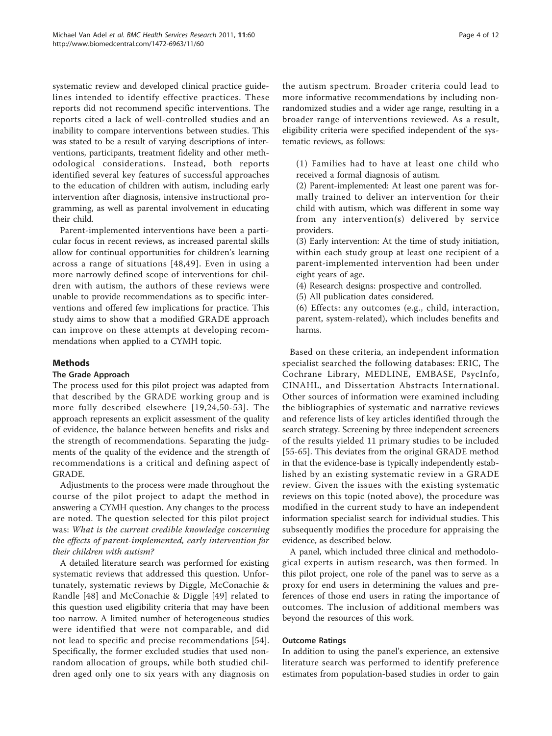systematic review and developed clinical practice guidelines intended to identify effective practices. These reports did not recommend specific interventions. The reports cited a lack of well-controlled studies and an inability to compare interventions between studies. This was stated to be a result of varying descriptions of interventions, participants, treatment fidelity and other methodological considerations. Instead, both reports identified several key features of successful approaches to the education of children with autism, including early intervention after diagnosis, intensive instructional programming, as well as parental involvement in educating their child.

Parent-implemented interventions have been a particular focus in recent reviews, as increased parental skills allow for continual opportunities for children's learning across a range of situations [48,49]. Even in using a more narrowly defined scope of interventions for children with autism, the authors of these reviews were unable to provide recommendations as to specific interventions and offered few implications for practice. This study aims to show that a modified GRADE approach can improve on these attempts at developing recommendations when applied to a CYMH topic.

## Methods

### The Grade Approach

The process used for this pilot project was adapted from that described by the GRADE working group and is more fully described elsewhere [19,24,50-53]. The approach represents an explicit assessment of the quality of evidence, the balance between benefits and risks and the strength of recommendations. Separating the judgments of the quality of the evidence and the strength of recommendations is a critical and defining aspect of GRADE.

Adjustments to the process were made throughout the course of the pilot project to adapt the method in answering a CYMH question. Any changes to the process are noted. The question selected for this pilot project was: *What is the current credible knowledge concerning the effects of parent-implemented, early intervention for their children with autism?*

A detailed literature search was performed for existing systematic reviews that addressed this question. Unfortunately, systematic reviews by Diggle, McConachie & Randle [48] and McConachie & Diggle [49] related to this question used eligibility criteria that may have been too narrow. A limited number of heterogeneous studies were identified that were not comparable, and did not lead to specific and precise recommendations [54]. Specifically, the former excluded studies that used non-random allocation of groups, while both studied children aged only one to six years with any diagnosis on the autism spectrum. Broader criteria could lead to more informative recommendations by including non-randomized studies and a wider age range, resulting in a broader range of interventions reviewed. As a result, eligibility criteria were specified independent of the systematic reviews, as follows:

(1) Families had to have at least one child who received a formal diagnosis of autism.

(2) Parent-implemented: At least one parent was formally trained to deliver an intervention for their child with autism, which was different in some way from any intervention(s) delivered by service providers.

(3) Early intervention: At the time of study initiation, within each study group at least one recipient of a parent-implemented intervention had been under eight years of age.

(4) Research designs: prospective and controlled.

(5) All publication dates considered.

(6) Effects: any outcomes (e.g., child, interaction, parent, system-related), which includes benefits and harms.

Based on these criteria, an independent information specialist searched the following databases: ERIC, The Cochrane Library, MEDLINE, EMBASE, PsycInfo, CINAHL, and Dissertation Abstracts International. Other sources of information were examined including the bibliographies of systematic and narrative reviews and reference lists of key articles identified through the search strategy. Screening by three independent screeners of the results yielded 11 primary studies to be included [55-65]. This deviates from the original GRADE method in that the evidence-base is typically independently established by an existing systematic review in a GRADE review. Given the issues with the existing systematic reviews on this topic (noted above), the procedure was modified in the current study to have an independent information specialist search for individual studies. This subsequently modifies the procedure for appraising the evidence, as described below.

A panel, which included three clinical and methodological experts in autism research, was then formed. In this pilot project, one role of the panel was to serve as a proxy for end users in determining the values and preferences of those end users in rating the importance of outcomes. The inclusion of additional members was beyond the resources of this work.

### Outcome Ratings

In addition to using the panel's experience, an extensive literature search was performed to identify preference estimates from population-based studies in order to gain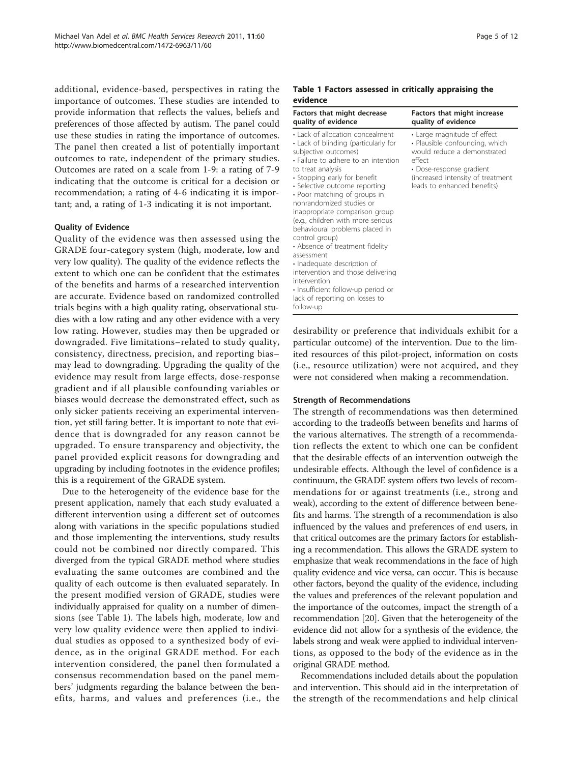additional, evidence-based, perspectives in rating the importance of outcomes. These studies are intended to provide information that reflects the values, beliefs and preferences of those affected by autism. The panel could use these studies in rating the importance of outcomes. The panel then created a list of potentially important outcomes to rate, independent of the primary studies. Outcomes are rated on a scale from 1-9: a rating of 7-9 indicating that the outcome is critical for a decision or recommendation; a rating of 4-6 indicating it is important; and, a rating of 1-3 indicating it is not important.

### Quality of Evidence

Quality of the evidence was then assessed using the GRADE four-category system (high, moderate, low and very low quality). The quality of the evidence reflects the extent to which one can be confident that the estimates of the benefits and harms of a researched intervention are accurate. Evidence based on randomized controlled trials begins with a high quality rating, observational studies with a low rating and any other evidence with a very low rating. However, studies may then be upgraded or downgraded. Five limitations–related to study quality, consistency, directness, precision, and reporting bias–may lead to downgrading. Upgrading the quality of the evidence may result from large effects, dose-response gradient and if all plausible confounding variables or biases would decrease the demonstrated effect, such as only sicker patients receiving an experimental intervention, yet still faring better. It is important to note that evidence that is downgraded for any reason cannot be upgraded. To ensure transparency and objectivity, the panel provided explicit reasons for downgrading and upgrading by including footnotes in the evidence profiles; this is a requirement of the GRADE system.

Due to the heterogeneity of the evidence base for the present application, namely that each study evaluated a different intervention using a different set of outcomes along with variations in the specific populations studied and those implementing the interventions, study results could not be combined nor directly compared. This diverged from the typical GRADE method where studies evaluating the same outcomes are combined and the quality of each outcome is then evaluated separately. In the present modified version of GRADE, studies were individually appraised for quality on a number of dimensions (see Table 1). The labels high, moderate, low and very low quality evidence were then applied to individual studies as opposed to a synthesized body of evidence, as in the original GRADE method. For each intervention considered, the panel then formulated a consensus recommendation based on the panel members' judgments regarding the balance between the benefits, harms, and values and preferences (i.e., the desirability or preference that individuals exhibit for a particular outcome) of the intervention. Due to the limited resources of this pilot-project, information on costs (i.e., resource utilization) were not acquired, and they were not considered when making a recommendation.

**Table 1 Factors assessed in critically appraising the evidence**

| Factors that might decrease quality of evidence | Factors that might increase quality of evidence |
|---|---|
| • Lack of allocation concealment<br>• Lack of blinding (particularly for subjective outcomes)<br>• Failure to adhere to an intention to treat analysis<br>• Stopping early for benefit<br>• Selective outcome reporting<br>• Poor matching of groups in nonrandomized studies or inappropriate comparison group (e.g., children with more serious behavioural problems placed in control group)<br>• Absence of treatment fidelity assessment<br>• Inadequate description of intervention and those delivering intervention<br>• Insufficient follow-up period or lack of reporting on losses to follow-up | • Large magnitude of effect<br>• Plausible confounding, which would reduce a demonstrated effect<br>• Dose-response gradient (increased intensity of treatment leads to enhanced benefits) |

### Strength of Recommendations

The strength of recommendations was then determined according to the tradeoffs between benefits and harms of the various alternatives. The strength of a recommendation reflects the extent to which one can be confident that the desirable effects of an intervention outweigh the undesirable effects. Although the level of confidence is a continuum, the GRADE system offers two levels of recommendations for or against treatments (i.e., strong and weak), according to the extent of difference between benefits and harms. The strength of a recommendation is also influenced by the values and preferences of end users, in that critical outcomes are the primary factors for establishing a recommendation. This allows the GRADE system to emphasize that weak recommendations in the face of high quality evidence and vice versa, can occur. This is because other factors, beyond the quality of the evidence, including the values and preferences of the relevant population and the importance of the outcomes, impact the strength of a recommendation [20]. Given that the heterogeneity of the evidence did not allow for a synthesis of the evidence, the labels strong and weak were applied to individual interventions, as opposed to the body of the evidence as in the original GRADE method.

Recommendations included details about the population and intervention. This should aid in the interpretation of the strength of the recommendations and help clinical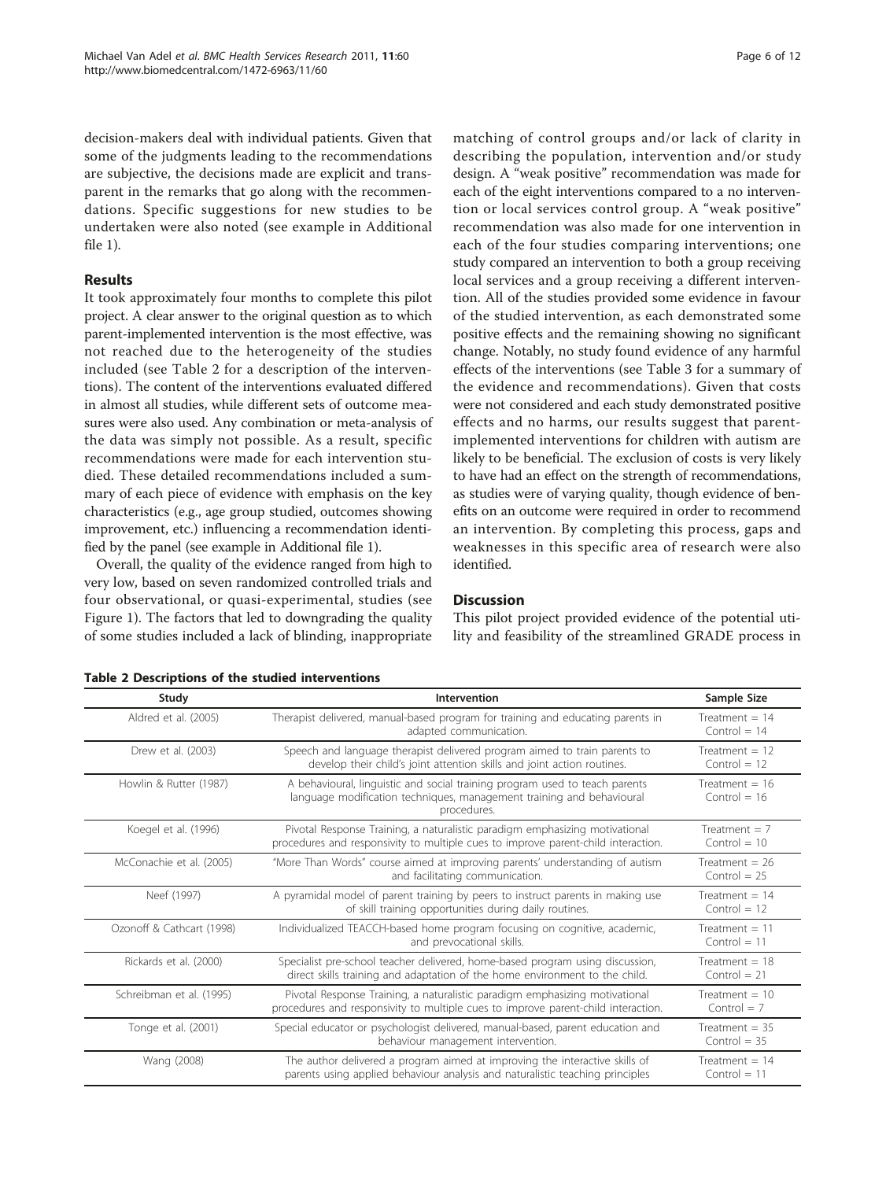decision-makers deal with individual patients. Given that some of the judgments leading to the recommendations are subjective, the decisions made are explicit and transparent in the remarks that go along with the recommendations. Specific suggestions for new studies to be undertaken were also noted (see example in Additional file 1).

## Results

It took approximately four months to complete this pilot project. A clear answer to the original question as to which parent-implemented intervention is the most effective, was not reached due to the heterogeneity of the studies included (see Table 2 for a description of the interventions). The content of the interventions evaluated differed in almost all studies, while different sets of outcome measures were also used. Any combination or meta-analysis of the data was simply not possible. As a result, specific recommendations were made for each intervention studied. These detailed recommendations included a summary of each piece of evidence with emphasis on the key characteristics (e.g., age group studied, outcomes showing improvement, etc.) influencing a recommendation identified by the panel (see example in Additional file 1).

Overall, the quality of the evidence ranged from high to very low, based on seven randomized controlled trials and four observational, or quasi-experimental, studies (see Figure 1). The factors that led to downgrading the quality of some studies included a lack of blinding, inappropriate matching of control groups and/or lack of clarity in describing the population, intervention and/or study design. A "weak positive" recommendation was made for each of the eight interventions compared to a no intervention or local services control group. A "weak positive" recommendation was also made for one intervention in each of the four studies comparing interventions; one study compared an intervention to both a group receiving local services and a group receiving a different intervention. All of the studies provided some evidence in favour of the studied intervention, as each demonstrated some positive effects and the remaining showing no significant change. Notably, no study found evidence of any harmful effects of the interventions (see Table 3 for a summary of the evidence and recommendations). Given that costs were not considered and each study demonstrated positive effects and no harms, our results suggest that parent-implemented interventions for children with autism are likely to be beneficial. The exclusion of costs is very likely to have had an effect on the strength of recommendations, as studies were of varying quality, though evidence of benefits on an outcome were required in order to recommend an intervention. By completing this process, gaps and weaknesses in this specific area of research were also identified.

## Discussion

This pilot project provided evidence of the potential utility and feasibility of the streamlined GRADE process in

**Table 2 Descriptions of the studied interventions**

| Study | Intervention | Sample Size |
|---|---|---|
| Aldred et al. (2005) | Therapist delivered, manual-based program for training and educating parents in adapted communication. | Treatment = 14<br>Control = 14 |
| Drew et al. (2003) | Speech and language therapist delivered program aimed to train parents to develop their child's joint attention skills and joint action routines. | Treatment = 12<br>Control = 12 |
| Howlin & Rutter (1987) | A behavioural, linguistic and social training program used to teach parents language modification techniques, management training and behavioural procedures. | Treatment = 16<br>Control = 16 |
| Koegel et al. (1996) | Pivotal Response Training, a naturalistic paradigm emphasizing motivational procedures and responsivity to multiple cues to improve parent-child interaction. | Treatment = 7<br>Control = 10 |
| McConachie et al. (2005) | "More Than Words" course aimed at improving parents' understanding of autism and facilitating communication. | Treatment = 26<br>Control = 25 |
| Neef (1997) | A pyramidal model of parent training by peers to instruct parents in making use of skill training opportunities during daily routines. | Treatment = 14<br>Control = 12 |
| Ozonoff & Cathcart (1998) | Individualized TEACCH-based home program focusing on cognitive, academic, and prevocational skills. | Treatment = 11<br>Control = 11 |
| Rickards et al. (2000) | Specialist pre-school teacher delivered, home-based program using discussion, direct skills training and adaptation of the home environment to the child. | Treatment = 18<br>Control = 21 |
| Schreibman et al. (1995) | Pivotal Response Training, a naturalistic paradigm emphasizing motivational procedures and responsivity to multiple cues to improve parent-child interaction. | Treatment = 10<br>Control = 7 |
| Tonge et al. (2001) | Special educator or psychologist delivered, manual-based, parent education and behaviour management intervention. | Treatment = 35<br>Control = 35 |
| Wang (2008) | The author delivered a program aimed at improving the interactive skills of parents using applied behaviour analysis and naturalistic teaching principles | Treatment = 14<br>Control = 11 |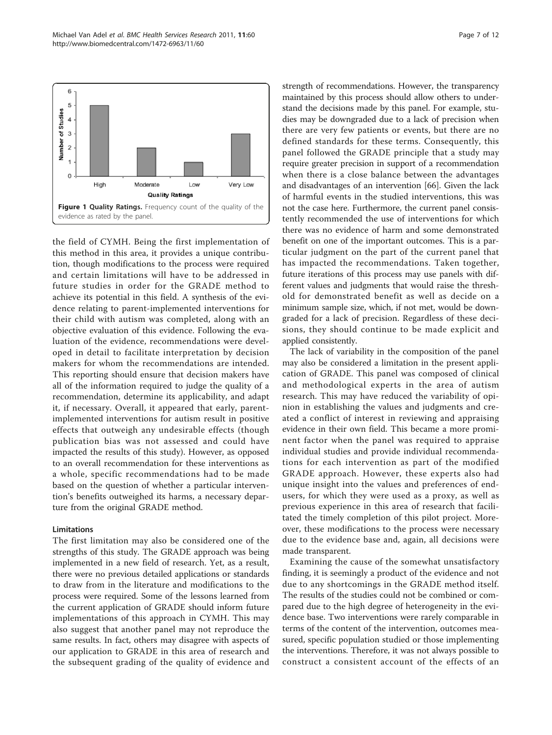6
5
4
3
2
1
0
Number of Studies
High
Moderate
Low
Very Low
Quality Ratings

**Figure 1 Quality Ratings.** Frequency count of the quality of the evidence as rated by the panel.

the field of CYMH. Being the first implementation of this method in this area, it provides a unique contribution, though modifications to the process were required and certain limitations will have to be addressed in future studies in order for the GRADE method to achieve its potential in this field. A synthesis of the evidence relating to parent-implemented interventions for their child with autism was completed, along with an objective evaluation of this evidence. Following the evaluation of the evidence, recommendations were developed in detail to facilitate interpretation by decision makers for whom the recommendations are intended. This reporting should ensure that decision makers have all of the information required to judge the quality of a recommendation, determine its applicability, and adapt it, if necessary. Overall, it appeared that early, parent-implemented interventions for autism result in positive effects that outweigh any undesirable effects (though publication bias was not assessed and could have impacted the results of this study). However, as opposed to an overall recommendation for these interventions as a whole, specific recommendations had to be made based on the question of whether a particular intervention's benefits outweighed its harms, a necessary departure from the original GRADE method.

### Limitations

The first limitation may also be considered one of the strengths of this study. The GRADE approach was being implemented in a new field of research. Yet, as a result, there were no previous detailed applications or standards to draw from in the literature and modifications to the process were required. Some of the lessons learned from the current application of GRADE should inform future implementations of this approach in CYMH. This may also suggest that another panel may not reproduce the same results. In fact, others may disagree with aspects of our application to GRADE in this area of research and the subsequent grading of the quality of evidence and strength of recommendations. However, the transparency maintained by this process should allow others to understand the decisions made by this panel. For example, studies may be downgraded due to a lack of precision when there are very few patients or events, but there are no defined standards for these terms. Consequently, this panel followed the GRADE principle that a study may require greater precision in support of a recommendation when there is a close balance between the advantages and disadvantages of an intervention [66]. Given the lack of harmful events in the studied interventions, this was not the case here. Furthermore, the current panel consistently recommended the use of interventions for which there was no evidence of harm and some demonstrated benefit on one of the important outcomes. This is a particular judgment on the part of the current panel that has impacted the recommendations. Taken together, future iterations of this process may use panels with different values and judgments that would raise the threshold for demonstrated benefit as well as decide on a minimum sample size, which, if not met, would be downgraded for a lack of precision. Regardless of these decisions, they should continue to be made explicit and applied consistently.

The lack of variability in the composition of the panel may also be considered a limitation in the present application of GRADE. This panel was composed of clinical and methodological experts in the area of autism research. This may have reduced the variability of opinion in establishing the values and judgments and created a conflict of interest in reviewing and appraising evidence in their own field. This became a more prominent factor when the panel was required to appraise individual studies and provide individual recommendations for each intervention as part of the modified GRADE approach. However, these experts also had unique insight into the values and preferences of end-users, for which they were used as a proxy, as well as previous experience in this area of research that facilitated the timely completion of this pilot project. Moreover, these modifications to the process were necessary due to the evidence base and, again, all decisions were made transparent.

Examining the cause of the somewhat unsatisfactory finding, it is seemingly a product of the evidence and not due to any shortcomings in the GRADE method itself. The results of the studies could not be combined or compared due to the high degree of heterogeneity in the evidence base. Two interventions were rarely comparable in terms of the content of the intervention, outcomes measured, specific population studied or those implementing the interventions. Therefore, it was not always possible to construct a consistent account of the effects of an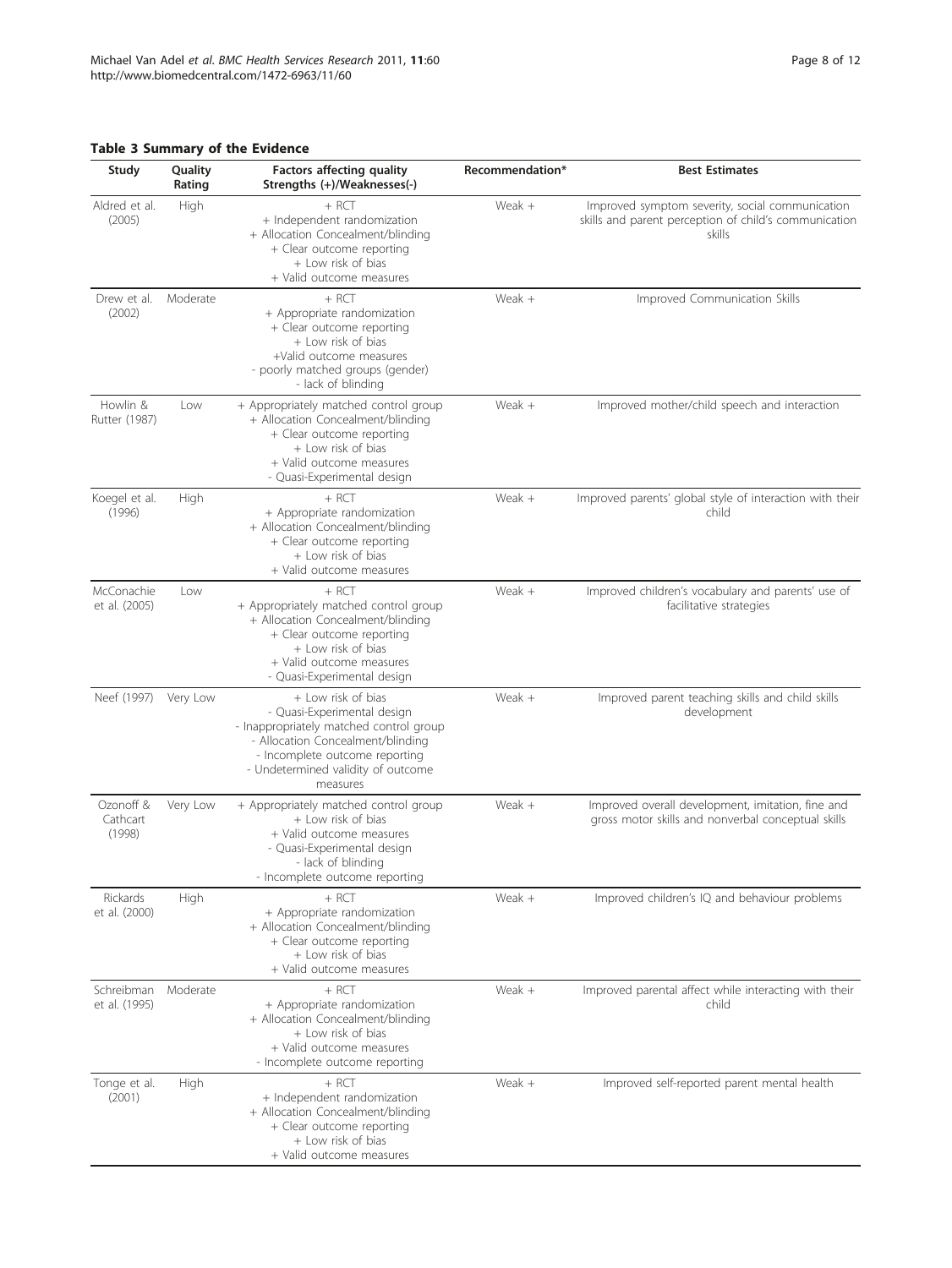**Table 3 Summary of the Evidence**

| Study | Quality Rating | Factors affecting quality Strengths (+)/Weaknesses(-) | Recommendation* | Best Estimates |
|---|---|---|---|---|
| Aldred et al. (2005) | High | + RCT<br>+ Independent randomization<br>+ Allocation Concealment/blinding<br>+ Clear outcome reporting<br>+ Low risk of bias<br>+ Valid outcome measures | Weak + | Improved symptom severity, social communication skills and parent perception of child's communication skills |
| Drew et al. (2002) | Moderate | + RCT<br>+ Appropriate randomization<br>+ Clear outcome reporting<br>+ Low risk of bias<br>+Valid outcome measures<br>- poorly matched groups (gender)<br>- lack of blinding | Weak + | Improved Communication Skills |
| Howlin & Rutter (1987) | Low | + Appropriately matched control group<br>+ Allocation Concealment/blinding<br>+ Clear outcome reporting<br>+ Low risk of bias<br>+ Valid outcome measures<br>- Quasi-Experimental design | Weak + | Improved mother/child speech and interaction |
| Koegel et al. (1996) | High | + RCT<br>+ Appropriate randomization<br>+ Allocation Concealment/blinding<br>+ Clear outcome reporting<br>+ Low risk of bias<br>+ Valid outcome measures | Weak + | Improved parents' global style of interaction with their child |
| McConachie et al. (2005) | Low | + RCT<br>+ Appropriately matched control group<br>+ Allocation Concealment/blinding<br>+ Clear outcome reporting<br>+ Low risk of bias<br>+ Valid outcome measures<br>- Quasi-Experimental design | Weak + | Improved children's vocabulary and parents' use of facilitative strategies |
| Neef (1997) | Very Low | + Low risk of bias<br>- Quasi-Experimental design<br>- Inappropriately matched control group<br>- Allocation Concealment/blinding<br>- Incomplete outcome reporting<br>- Undetermined validity of outcome measures | Weak + | Improved parent teaching skills and child skills development |
| Ozonoff & Cathcart (1998) | Very Low | + Appropriately matched control group<br>+ Low risk of bias<br>+ Valid outcome measures<br>- Quasi-Experimental design<br>- lack of blinding<br>- Incomplete outcome reporting | Weak + | Improved overall development, imitation, fine and gross motor skills and nonverbal conceptual skills |
| Rickards et al. (2000) | High | + RCT<br>+ Appropriate randomization<br>+ Allocation Concealment/blinding<br>+ Clear outcome reporting<br>+ Low risk of bias<br>+ Valid outcome measures | Weak + | Improved children's IQ and behaviour problems |
| Schreibman et al. (1995) | Moderate | + RCT<br>+ Appropriate randomization<br>+ Allocation Concealment/blinding<br>+ Low risk of bias<br>+ Valid outcome measures<br>- Incomplete outcome reporting | Weak + | Improved parental affect while interacting with their child |
| Tonge et al. (2001) | High | + RCT<br>+ Independent randomization<br>+ Allocation Concealment/blinding<br>+ Clear outcome reporting<br>+ Low risk of bias<br>+ Valid outcome measures | Weak + | Improved self-reported parent mental health |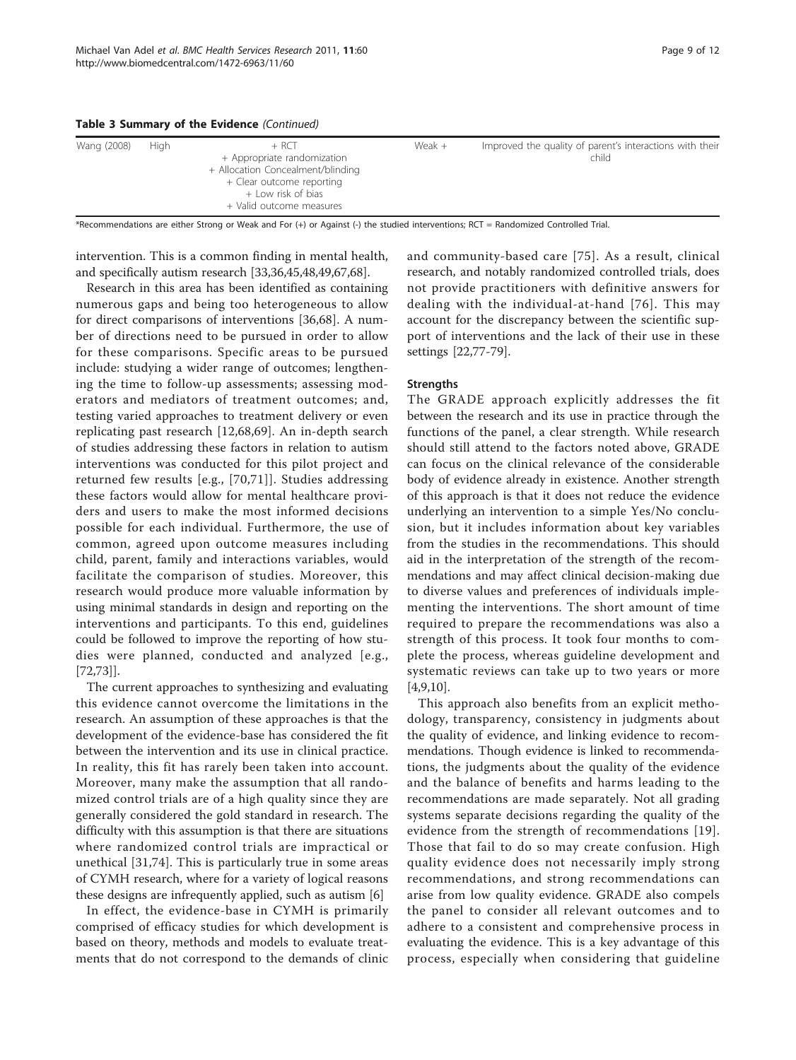**Table 3 Summary of the Evidence** *(Continued)*

| | | | | |
|---|---|---|---|---|
| Wang (2008) | High | + RCT<br>+ Appropriate randomization<br>+ Allocation Concealment/blinding<br>+ Clear outcome reporting<br>+ Low risk of bias<br>+ Valid outcome measures | Weak + | Improved the quality of parent's interactions with their child |

*Recommendations are either Strong or Weak and For (+) or Against (-) the studied interventions; RCT = Randomized Controlled Trial.

intervention. This is a common finding in mental health, and specifically autism research [33,36,45,48,49,67,68].

Research in this area has been identified as containing numerous gaps and being too heterogeneous to allow for direct comparisons of interventions [36,68]. A number of directions need to be pursued in order to allow for these comparisons. Specific areas to be pursued include: studying a wider range of outcomes; lengthening the time to follow-up assessments; assessing moderators and mediators of treatment outcomes; and, testing varied approaches to treatment delivery or even replicating past research [12,68,69]. An in-depth search of studies addressing these factors in relation to autism interventions was conducted for this pilot project and returned few results [e.g., [70,71]]. Studies addressing these factors would allow for mental healthcare providers and users to make the most informed decisions possible for each individual. Furthermore, the use of common, agreed upon outcome measures including child, parent, family and interactions variables, would facilitate the comparison of studies. Moreover, this research would produce more valuable information by using minimal standards in design and reporting on the interventions and participants. To this end, guidelines could be followed to improve the reporting of how studies were planned, conducted and analyzed [e.g., [72,73]].

The current approaches to synthesizing and evaluating this evidence cannot overcome the limitations in the research. An assumption of these approaches is that the development of the evidence-base has considered the fit between the intervention and its use in clinical practice. In reality, this fit has rarely been taken into account. Moreover, many make the assumption that all randomized control trials are of a high quality since they are generally considered the gold standard in research. The difficulty with this assumption is that there are situations where randomized control trials are impractical or unethical [31,74]. This is particularly true in some areas of CYMH research, where for a variety of logical reasons these designs are infrequently applied, such as autism [6]

In effect, the evidence-base in CYMH is primarily comprised of efficacy studies for which development is based on theory, methods and models to evaluate treatments that do not correspond to the demands of clinic and community-based care [75]. As a result, clinical research, and notably randomized controlled trials, does not provide practitioners with definitive answers for dealing with the individual-at-hand [76]. This may account for the discrepancy between the scientific support of interventions and the lack of their use in these settings [22,77-79].

#### Strengths

The GRADE approach explicitly addresses the fit between the research and its use in practice through the functions of the panel, a clear strength. While research should still attend to the factors noted above, GRADE can focus on the clinical relevance of the considerable body of evidence already in existence. Another strength of this approach is that it does not reduce the evidence underlying an intervention to a simple Yes/No conclusion, but it includes information about key variables from the studies in the recommendations. This should aid in the interpretation of the strength of the recommendations and may affect clinical decision-making due to diverse values and preferences of individuals implementing the interventions. The short amount of time required to prepare the recommendations was also a strength of this process. It took four months to complete the process, whereas guideline development and systematic reviews can take up to two years or more [4,9,10].

This approach also benefits from an explicit methodology, transparency, consistency in judgments about the quality of evidence, and linking evidence to recommendations. Though evidence is linked to recommendations, the judgments about the quality of the evidence and the balance of benefits and harms leading to the recommendations are made separately. Not all grading systems separate decisions regarding the quality of the evidence from the strength of recommendations [19]. Those that fail to do so may create confusion. High quality evidence does not necessarily imply strong recommendations, and strong recommendations can arise from low quality evidence. GRADE also compels the panel to consider all relevant outcomes and to adhere to a consistent and comprehensive process in evaluating the evidence. This is a key advantage of this process, especially when considering that guideline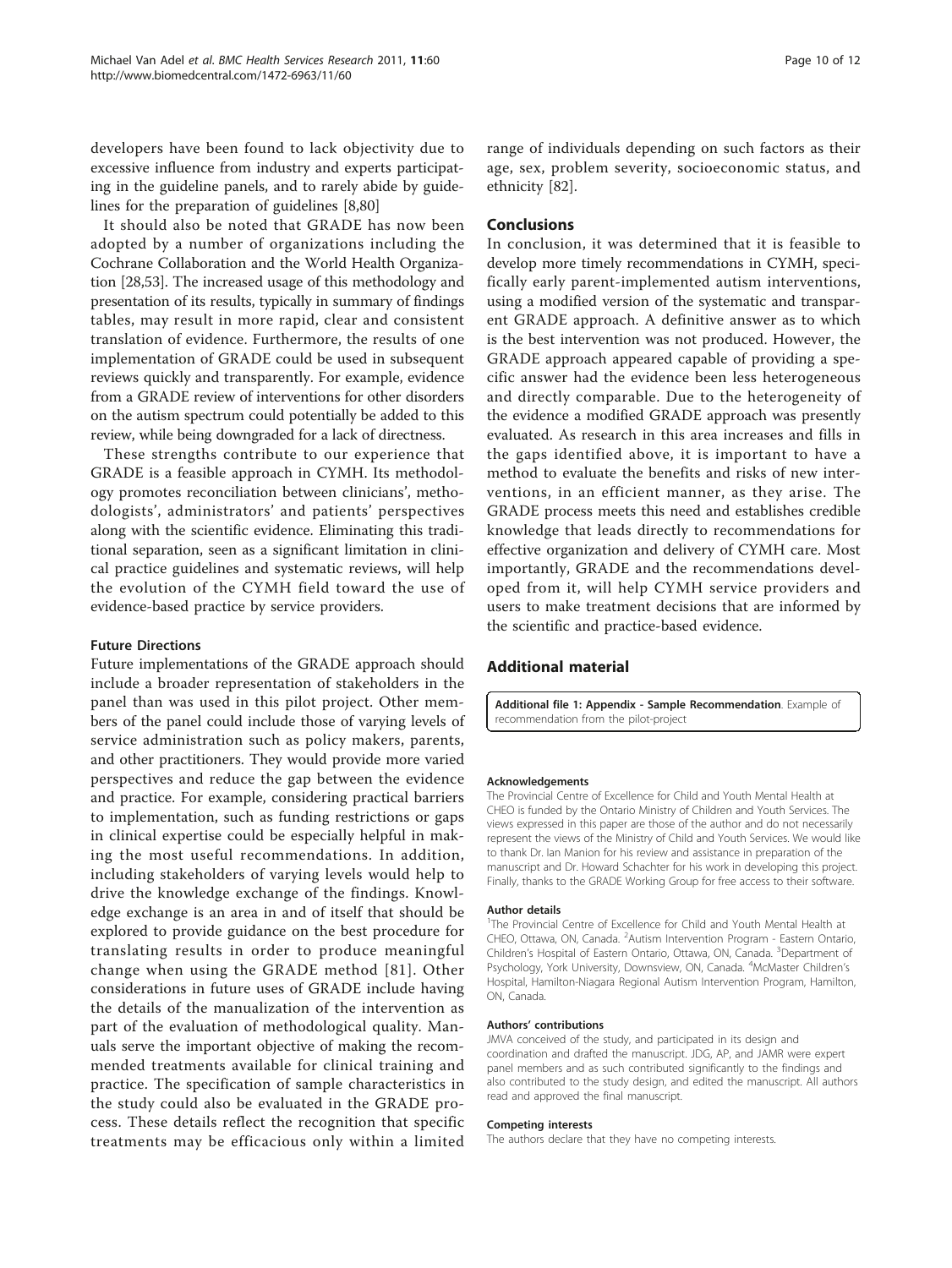developers have been found to lack objectivity due to excessive influence from industry and experts participating in the guideline panels, and to rarely abide by guidelines for the preparation of guidelines [8,80]

It should also be noted that GRADE has now been adopted by a number of organizations including the Cochrane Collaboration and the World Health Organization [28,53]. The increased usage of this methodology and presentation of its results, typically in summary of findings tables, may result in more rapid, clear and consistent translation of evidence. Furthermore, the results of one implementation of GRADE could be used in subsequent reviews quickly and transparently. For example, evidence from a GRADE review of interventions for other disorders on the autism spectrum could potentially be added to this review, while being downgraded for a lack of directness.

These strengths contribute to our experience that GRADE is a feasible approach in CYMH. Its methodology promotes reconciliation between clinicians', methodologists', administrators' and patients' perspectives along with the scientific evidence. Eliminating this traditional separation, seen as a significant limitation in clinical practice guidelines and systematic reviews, will help the evolution of the CYMH field toward the use of evidence-based practice by service providers.

### Future Directions

Future implementations of the GRADE approach should include a broader representation of stakeholders in the panel than was used in this pilot project. Other members of the panel could include those of varying levels of service administration such as policy makers, parents, and other practitioners. They would provide more varied perspectives and reduce the gap between the evidence and practice. For example, considering practical barriers to implementation, such as funding restrictions or gaps in clinical expertise could be especially helpful in making the most useful recommendations. In addition, including stakeholders of varying levels would help to drive the knowledge exchange of the findings. Knowledge exchange is an area in and of itself that should be explored to provide guidance on the best procedure for translating results in order to produce meaningful change when using the GRADE method [81]. Other considerations in future uses of GRADE include having the details of the manualization of the intervention as part of the evaluation of methodological quality. Manuals serve the important objective of making the recommended treatments available for clinical training and practice. The specification of sample characteristics in the study could also be evaluated in the GRADE process. These details reflect the recognition that specific treatments may be efficacious only within a limited range of individuals depending on such factors as their age, sex, problem severity, socioeconomic status, and ethnicity [82].

## Conclusions

In conclusion, it was determined that it is feasible to develop more timely recommendations in CYMH, specifically early parent-implemented autism interventions, using a modified version of the systematic and transparent GRADE approach. A definitive answer as to which is the best intervention was not produced. However, the GRADE approach appeared capable of providing a specific answer had the evidence been less heterogeneous and directly comparable. Due to the heterogeneity of the evidence a modified GRADE approach was presently evaluated. As research in this area increases and fills in the gaps identified above, it is important to have a method to evaluate the benefits and risks of new interventions, in an efficient manner, as they arise. The GRADE process meets this need and establishes credible knowledge that leads directly to recommendations for effective organization and delivery of CYMH care. Most importantly, GRADE and the recommendations developed from it, will help CYMH service providers and users to make treatment decisions that are informed by the scientific and practice-based evidence.

## Additional material

**Additional file 1: Appendix - Sample Recommendation**. Example of recommendation from the pilot-project

#### Acknowledgements

The Provincial Centre of Excellence for Child and Youth Mental Health at CHEO is funded by the Ontario Ministry of Children and Youth Services. The views expressed in this paper are those of the author and do not necessarily represent the views of the Ministry of Child and Youth Services. We would like to thank Dr. Ian Manion for his review and assistance in preparation of the manuscript and Dr. Howard Schachter for his work in developing this project. Finally, thanks to the GRADE Working Group for free access to their software.

#### Author details

[1]The Provincial Centre of Excellence for Child and Youth Mental Health at CHEO, Ottawa, ON, Canada. [2]Autism Intervention Program - Eastern Ontario, Children's Hospital of Eastern Ontario, Ottawa, ON, Canada. [3]Department of Psychology, York University, Downsview, ON, Canada. [4]McMaster Children's Hospital, Hamilton-Niagara Regional Autism Intervention Program, Hamilton, ON, Canada.

#### Authors' contributions

JMVA conceived of the study, and participated in its design and coordination and drafted the manuscript. JDG, AP, and JAMR were expert panel members and as such contributed significantly to the findings and also contributed to the study design, and edited the manuscript. All authors read and approved the final manuscript.

#### Competing interests

The authors declare that they have no competing interests.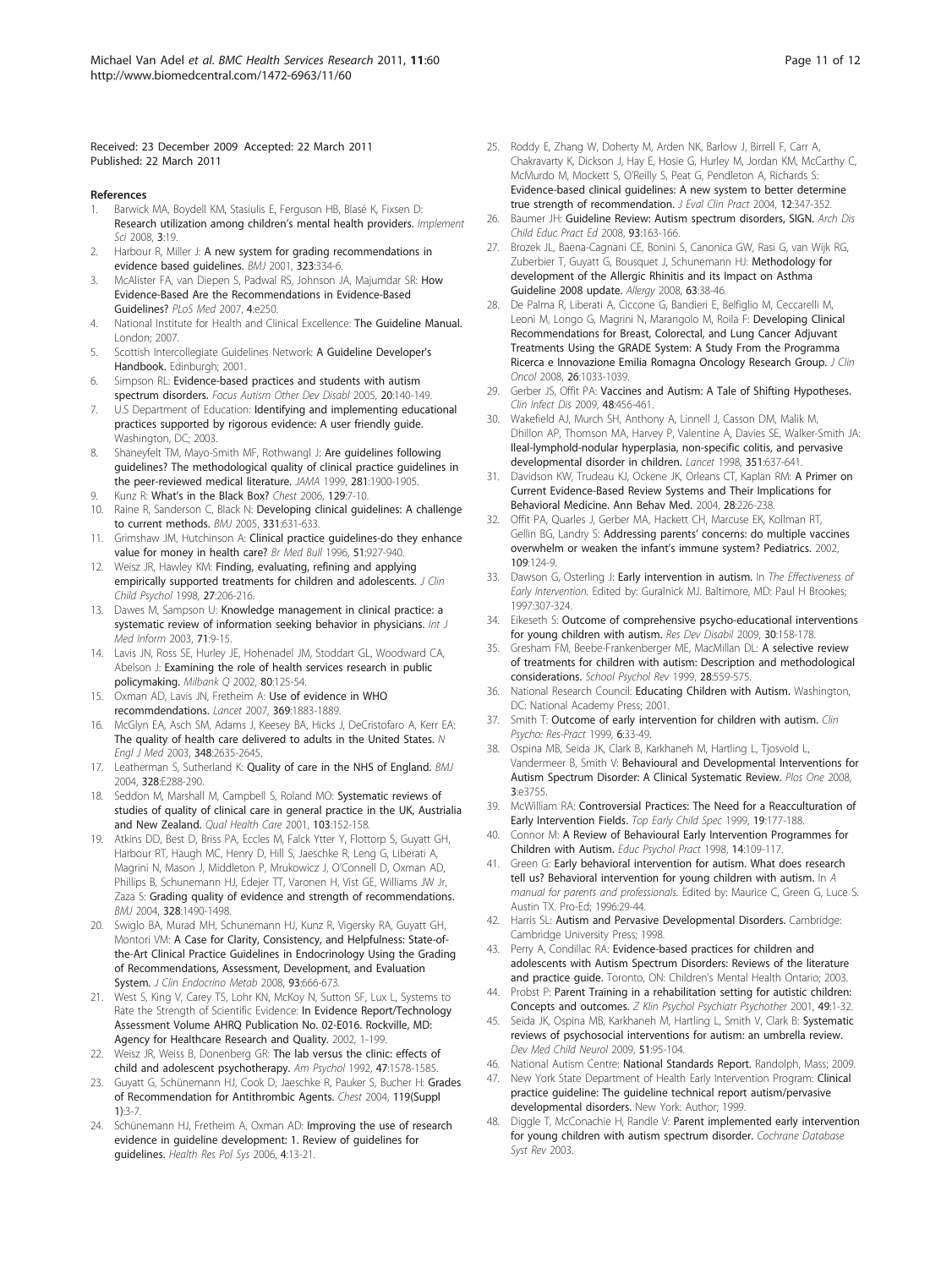Received: 23 December 2009 Accepted: 22 March 2011
Published: 22 March 2011

## References

1. Barwick MA, Boydell KM, Stasiulis E, Ferguson HB, Blasé K, Fixsen D: **Research utilization among children's mental health providers.** *Implement Sci* 2008, **3**:19.
2. Harbour R, Miller J: **A new system for grading recommendations in evidence based guidelines.** *BMJ* 2001, **323**:334-6.
3. McAlister FA, van Diepen S, Padwal RS, Johnson JA, Majumdar SR: **How Evidence-Based Are the Recommendations in Evidence-Based Guidelines?** *PLoS Med* 2007, **4**:e250.
4. National Institute for Health and Clinical Excellence: **The Guideline Manual.** London; 2007.
5. Scottish Intercollegiate Guidelines Network: **A Guideline Developer's Handbook.** Edinburgh; 2001.
6. Simpson RL: **Evidence-based practices and students with autism spectrum disorders.** *Focus Autism Other Dev Disabl* 2005, **20**:140-149.
7. U.S Department of Education: **Identifying and implementing educational practices supported by rigorous evidence: A user friendly guide.** Washington, DC; 2003.
8. Shaneyfelt TM, Mayo-Smith MF, Rothwangl J: **Are guidelines following guidelines? The methodological quality of clinical practice guidelines in the peer-reviewed medical literature.** *JAMA* 1999, **281**:1900-1905.
9. Kunz R: **What's in the Black Box?** *Chest* 2006, **129**:7-10.
10. Raine R, Sanderson C, Black N: **Developing clinical guidelines: A challenge to current methods.** *BMJ* 2005, **331**:631-633.
11. Grimshaw JM, Hutchinson A: **Clinical practice guidelines-do they enhance value for money in health care?** *Br Med Bull* 1996, **51**:927-940.
12. Weisz JR, Hawley KM: **Finding, evaluating, refining and applying empirically supported treatments for children and adolescents.** *J Clin Child Psychol* 1998, **27**:206-216.
13. Dawes M, Sampson U: **Knowledge management in clinical practice: a systematic review of information seeking behavior in physicians.** *Int J Med Inform* 2003, **71**:9-15.
14. Lavis JN, Ross SE, Hurley JE, Hohenadel JM, Stoddart GL, Woodward CA, Abelson J: **Examining the role of health services research in public policymaking.** *Milbank Q* 2002, **80**:125-54.
15. Oxman AD, Lavis JN, Fretheim A: **Use of evidence in WHO recommdendations.** *Lancet* 2007, **369**:1883-1889.
16. McGlyn EA, Asch SM, Adams J, Keesey BA, Hicks J, DeCristofaro A, Kerr EA: **The quality of health care delivered to adults in the United States.** *N Engl J Med* 2003, **348**:2635-2645.
17. Leatherman S, Sutherland K: **Quality of care in the NHS of England.** *BMJ* 2004, **328**:E288-290.
18. Seddon M, Marshall M, Campbell S, Roland MO: **Systematic reviews of studies of quality of clinical care in general practice in the UK, Austrialia and New Zealand.** *Qual Health Care* 2001, **103**:152-158.
19. Atkins DD, Best D, Briss PA, Eccles M, Falck Ytter Y, Flottorp S, Guyatt GH, Harbour RT, Haugh MC, Henry D, Hill S, Jaeschke R, Leng G, Liberati A, Magrini N, Mason J, Middleton P, Mrukowicz J, O'Connell D, Oxman AD, Phillips B, Schunemann HJ, Edejer TT, Varonen H, Vist GE, Williams JW Jr, Zaza S: **Grading quality of evidence and strength of recommendations.** *BMJ* 2004, **328**:1490-1498.
20. Swiglo BA, Murad MH, Schunemann HJ, Kunz R, Vigersky RA, Guyatt GH, Montori VM: **A Case for Clarity, Consistency, and Helpfulness: State-of-the-Art Clinical Practice Guidelines in Endocrinology Using the Grading of Recommendations, Assessment, Development, and Evaluation System.** *J Clin Endocrino Metab* 2008, **93**:666-673.
21. West S, King V, Carey TS, Lohr KN, McKoy N, Sutton SF, Lux L, Systems to Rate the Strength of Scientific Evidence: **In Evidence Report/Technology Assessment Volume AHRQ Publication No. 02-E016. Rockville, MD: Agency for Healthcare Research and Quality.** 2002, 1-199.
22. Weisz JR, Weiss B, Donenberg GR: **The lab versus the clinic: effects of child and adolescent psychotherapy.** *Am Psychol* 1992, **47**:1578-1585.
23. Guyatt G, Schünemann HJ, Cook D, Jaeschke R, Pauker S, Bucher H: **Grades of Recommendation for Antithrombic Agents.** *Chest* 2004, 119(Suppl 1):3-7.
24. Schünemann HJ, Fretheim A, Oxman AD: **Improving the use of research evidence in guideline development: 1. Review of guidelines for guidelines.** *Health Res Pol Sys* 2006, **4**:13-21.
25. Roddy E, Zhang W, Doherty M, Arden NK, Barlow J, Birrell F, Carr A, Chakravarty K, Dickson J, Hay E, Hosie G, Hurley M, Jordan KM, McCarthy C, McMurdo M, Mockett S, O'Reilly S, Peat G, Pendleton A, Richards S: **Evidence-based clinical guidelines: A new system to better determine true strength of recommendation.** *J Eval Clin Pract* 2004, **12**:347-352.
26. Baumer JH: **Guideline Review: Autism spectrum disorders, SIGN.** *Arch Dis Child Educ Pract Ed* 2008, **93**:163-166.
27. Brozek JL, Baena-Cagnani CE, Bonini S, Canonica GW, Rasi G, van Wijk RG, Zuberbier T, Guyatt G, Bousquet J, Schunemann HJ: **Methodology for development of the Allergic Rhinitis and its Impact on Asthma Guideline 2008 update.** *Allergy* 2008, **63**:38-46.
28. De Palma R, Liberati A, Ciccone G, Bandieri E, Belfiglio M, Ceccarelli M, Leoni M, Longo G, Magrini N, Marangolo M, Roila F: **Developing Clinical Recommendations for Breast, Colorectal, and Lung Cancer Adjuvant Treatments Using the GRADE System: A Study From the Programma Ricerca e Innovazione Emilia Romagna Oncology Research Group.** *J Clin Oncol* 2008, **26**:1033-1039.
29. Gerber JS, Offit PA: **Vaccines and Autism: A Tale of Shifting Hypotheses.** *Clin Infect Dis* 2009, **48**:456-461.
30. Wakefield AJ, Murch SH, Anthony A, Linnell J, Casson DM, Malik M, Dhillon AP, Thomson MA, Harvey P, Valentine A, Davies SE, Walker-Smith JA: **Ileal-lymphoid-nodular hyperplasia, non-specific colitis, and pervasive developmental disorder in children.** *Lancet* 1998, **351**:637-641.
31. Davidson KW, Trudeau KJ, Ockene JK, Orleans CT, Kaplan RM: **A Primer on Current Evidence-Based Review Systems and Their Implications for Behavioral Medicine. Ann Behav Med.** 2004, **28**:226-238.
32. Offit PA, Quarles J, Gerber MA, Hackett CH, Marcuse EK, Kollman RT, Gellin BG, Landry S: **Addressing parents' concerns: do multiple vaccines overwhelm or weaken the infant's immune system? Pediatrics.** 2002, **109**:124-9.
33. Dawson G, Osterling J: **Early intervention in autism.** In *The Effectiveness of Early Intervention.* Edited by: Guralnick MJ. Baltimore, MD: Paul H Brookes; 1997:307-324.
34. Eikeseth S: **Outcome of comprehensive psycho-educational interventions for young children with autism.** *Res Dev Disabil* 2009, **30**:158-178.
35. Gresham FM, Beebe-Frankenberger ME, MacMillan DL: **A selective review of treatments for children with autism: Description and methodological considerations.** *School Psychol Rev* 1999, **28**:559-575.
36. National Research Council: **Educating Children with Autism.** Washington, DC: National Academy Press; 2001.
37. Smith T: **Outcome of early intervention for children with autism.** *Clin Psycho: Res-Pract* 1999, **6**:33-49.
38. Ospina MB, Seida JK, Clark B, Karkhaneh M, Hartling L, Tjosvold L, Vandermeer B, Smith V: **Behavioural and Developmental Interventions for Autism Spectrum Disorder: A Clinical Systematic Review.** *Plos One* 2008, **3**:e3755.
39. McWilliam RA: **Controversial Practices: The Need for a Reacculturation of Early Intervention Fields.** *Top Early Child Spec* 1999, **19**:177-188.
40. Connor M: **A Review of Behavioural Early Intervention Programmes for Children with Autism.** *Educ Psychol Pract* 1998, **14**:109-117.
41. Green G: **Early behavioral intervention for autism. What does research tell us? Behavioral intervention for young children with autism.** In *A manual for parents and professionals.* Edited by: Maurice C, Green G, Luce S. Austin TX. Pro-Ed; 1996:29-44.
42. Harris SL: **Autism and Pervasive Developmental Disorders.** Cambridge: Cambridge University Press; 1998.
43. Perry A, Condillac RA: **Evidence-based practices for children and adolescents with Autism Spectrum Disorders: Reviews of the literature and practice guide.** Toronto, ON: Children's Mental Health Ontario; 2003.
44. Probst P: **Parent Training in a rehabilitation setting for autistic children: Concepts and outcomes.** *Z Klin Psychol Psychiatr Psychother* 2001, **49**:1-32.
45. Seida JK, Ospina MB, Karkhaneh M, Hartling L, Smith V, Clark B: **Systematic reviews of psychosocial interventions for autism: an umbrella review.** *Dev Med Child Neurol* 2009, **51**:95-104.
46. National Autism Centre: **National Standards Report.** Randolph, Mass; 2009.
47. New York State Department of Health Early Intervention Program: **Clinical practice guideline: The guideline technical report autism/pervasive developmental disorders.** New York: Author; 1999.
48. Diggle T, McConachie H, Randle V: **Parent implemented early intervention for young children with autism spectrum disorder.** *Cochrane Database Syst Rev* 2003.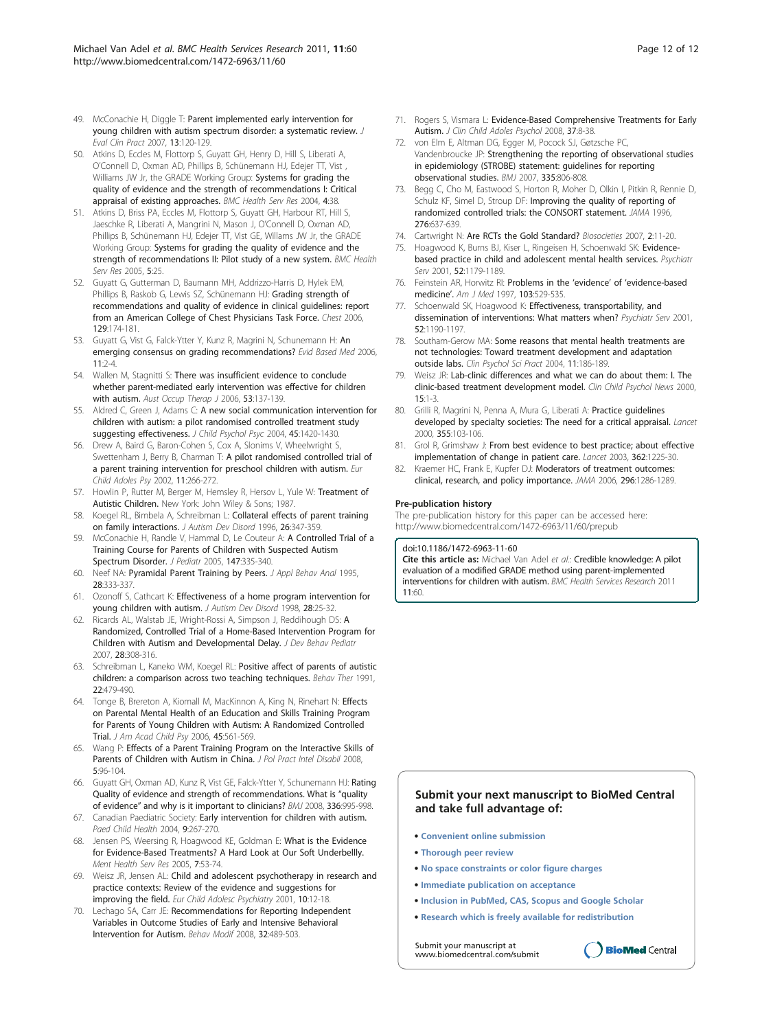49. McConachie H, Diggle T: Parent implemented early intervention for young children with autism spectrum disorder: a systematic review. *J Eval Clin Pract* 2007, **13**:120-129.
50. Atkins D, Eccles M, Flottorp S, Guyatt GH, Henry D, Hill S, Liberati A, O'Connell D, Oxman AD, Phillips B, Schünemann HJ, Edejer TT, Vist , Williams JW Jr, the GRADE Working Group: Systems for grading the quality of evidence and the strength of recommendations I: Critical appraisal of existing approaches. *BMC Health Serv Res* 2004, **4**:38.
51. Atkins D, Briss PA, Eccles M, Flottorp S, Guyatt GH, Harbour RT, Hill S, Jaeschke R, Liberati A, Mangrini N, Mason J, O'Connell D, Oxman AD, Phillips B, Schünemann HJ, Edejer TT, Vist GE, Willams JW Jr, the GRADE Working Group: Systems for grading the quality of evidence and the strength of recommendations II: Pilot study of a new system. *BMC Health Serv Res* 2005, **5**:25.
52. Guyatt G, Gutterman D, Baumann MH, Addrizzo-Harris D, Hylek EM, Phillips B, Raskob G, Lewis SZ, Schünemann HJ: Grading strength of recommendations and quality of evidence in clinical guidelines: report from an American College of Chest Physicians Task Force. *Chest* 2006, **129**:174-181.
53. Guyatt G, Vist G, Falck-Ytter Y, Kunz R, Magrini N, Schunemann H: An emerging consensus on grading recommendations? *Evid Based Med* 2006, **11**:2-4.
54. Wallen M, Stagnitti S: There was insufficient evidence to conclude whether parent-mediated early intervention was effective for children with autism. *Aust Occup Therap J* 2006, **53**:137-139.
55. Aldred C, Green J, Adams C: A new social communication intervention for children with autism: a pilot randomised controlled treatment study suggesting effectiveness. *J Child Psychol Psyc* 2004, **45**:1420-1430.
56. Drew A, Baird G, Baron-Cohen S, Cox A, Slonims V, Wheelwright S, Swettenham J, Berry B, Charman T: A pilot randomised controlled trial of a parent training intervention for preschool children with autism. *Eur Child Adoles Psy* 2002, **11**:266-272.
57. Howlin P, Rutter M, Berger M, Hemsley R, Hersov L, Yule W: Treatment of Autistic Children. New York: John Wiley & Sons; 1987.
58. Koegel RL, Bimbela A, Schreibman L: Collateral effects of parent training on family interactions. *J Autism Dev Disord* 1996, **26**:347-359.
59. McConachie H, Randle V, Hammal D, Le Couteur A: A Controlled Trial of a Training Course for Parents of Children with Suspected Autism Spectrum Disorder. *J Pediatr* 2005, **147**:335-340.
60. Neef NA: Pyramidal Parent Training by Peers. *J Appl Behav Anal* 1995, **28**:333-337.
61. Ozonoff S, Cathcart K: Effectiveness of a home program intervention for young children with autism. *J Autism Dev Disord* 1998, **28**:25-32.
62. Ricards AL, Walstab JE, Wright-Rossi A, Simpson J, Reddihough DS: A Randomized, Controlled Trial of a Home-Based Intervention Program for Children with Autism and Developmental Delay. *J Dev Behav Pediatr* 2007, **28**:308-316.
63. Schreibman L, Kaneko WM, Koegel RL: Positive affect of parents of autistic children: a comparison across two teaching techniques. *Behav Ther* 1991, **22**:479-490.
64. Tonge B, Brereton A, Kiomall M, MacKinnon A, King N, Rinehart N: Effects on Parental Mental Health of an Education and Skills Training Program for Parents of Young Children with Autism: A Randomized Controlled Trial. *J Am Acad Child Psy* 2006, **45**:561-569.
65. Wang P: Effects of a Parent Training Program on the Interactive Skills of Parents of Children with Autism in China. *J Pol Pract Intel Disabil* 2008, **5**:96-104.
66. Guyatt GH, Oxman AD, Kunz R, Vist GE, Falck-Ytter Y, Schunemann HJ: Rating Quality of evidence and strength of recommendations. What is "quality of evidence" and why is it important to clinicians? *BMJ* 2008, **336**:995-998.
67. Canadian Paediatric Society: Early intervention for children with autism. *Paed Child Health* 2004, **9**:267-270.
68. Jensen PS, Weersing R, Hoagwood KE, Goldman E: What is the Evidence for Evidence-Based Treatments? A Hard Look at Our Soft Underbellly. *Ment Health Serv Res* 2005, **7**:53-74.
69. Weisz JR, Jensen AL: Child and adolescent psychotherapy in research and practice contexts: Review of the evidence and suggestions for improving the field. *Eur Child Adolesc Psychiatry* 2001, **10**:12-18.
70. Lechago SA, Carr JE: Recommendations for Reporting Independent Variables in Outcome Studies of Early and Intensive Behavioral Intervention for Autism. *Behav Modif* 2008, **32**:489-503.
71. Rogers S, Vismara L: Evidence-Based Comprehensive Treatments for Early Autism. *J Clin Child Adoles Psychol* 2008, **37**:8-38.
72. von Elm E, Altman DG, Egger M, Pocock SJ, Gøtzsche PC, Vandenbroucke JP: Strengthening the reporting of observational studies in epidemiology (STROBE) statement: guidelines for reporting observational studies. *BMJ* 2007, **335**:806-808.
73. Begg C, Cho M, Eastwood S, Horton R, Moher D, Olkin I, Pitkin R, Rennie D, Schulz KF, Simel D, Stroup DF: Improving the quality of reporting of randomized controlled trials: the CONSORT statement. *JAMA* 1996, **276**:637-639.
74. Cartwright N: Are RCTs the Gold Standard? *Biosocieties* 2007, **2**:11-20.
75. Hoagwood K, Burns BJ, Kiser L, Ringeisen H, Schoenwald SK: Evidence-based practice in child and adolescent mental health services. *Psychiatr Serv* 2001, **52**:1179-1189.
76. Feinstein AR, Horwitz RI: Problems in the 'evidence' of 'evidence-based medicine'. *Am J Med* 1997, **103**:529-535.
77. Schoenwald SK, Hoagwood K: Effectiveness, transportability, and dissemination of interventions: What matters when? *Psychiatr Serv* 2001, **52**:1190-1197.
78. Southam-Gerow MA: Some reasons that mental health treatments are not technologies: Toward treatment development and adaptation outside labs. *Clin Psychol Sci Pract* 2004, **11**:186-189.
79. Weisz JR: Lab-clinic differences and what we can do about them: I. The clinic-based treatment development model. *Clin Child Psychol News* 2000, **15**:1-3.
80. Grilli R, Magrini N, Penna A, Mura G, Liberati A: Practice guidelines developed by specialty societies: The need for a critical appraisal. *Lancet* 2000, **355**:103-106.
81. Grol R, Grimshaw J: From best evidence to best practice; about effective implementation of change in patient care. *Lancet* 2003, **362**:1225-30.
82. Kraemer HC, Frank E, Kupfer DJ: Moderators of treatment outcomes: clinical, research, and policy importance. *JAMA* 2006, **296**:1286-1289.

## Pre-publication history

The pre-publication history for this paper can be accessed here:
http://www.biomedcentral.com/1472-6963/11/60/prepub

doi:10.1186/1472-6963-11-60

**Cite this article as:** Michael Van Adel *et al.*: Credible knowledge: A pilot evaluation of a modified GRADE method using parent-implemented interventions for children with autism. *BMC Health Services Research* 2011 **11**:60.

**Submit your next manuscript to BioMed Central and take full advantage of:**

- Convenient online submission
- Thorough peer review
- No space constraints or color figure charges
- Immediate publication on acceptance
- Inclusion in PubMed, CAS, Scopus and Google Scholar
- Research which is freely available for redistribution

Submit your manuscript at
www.biomedcentral.com/submit